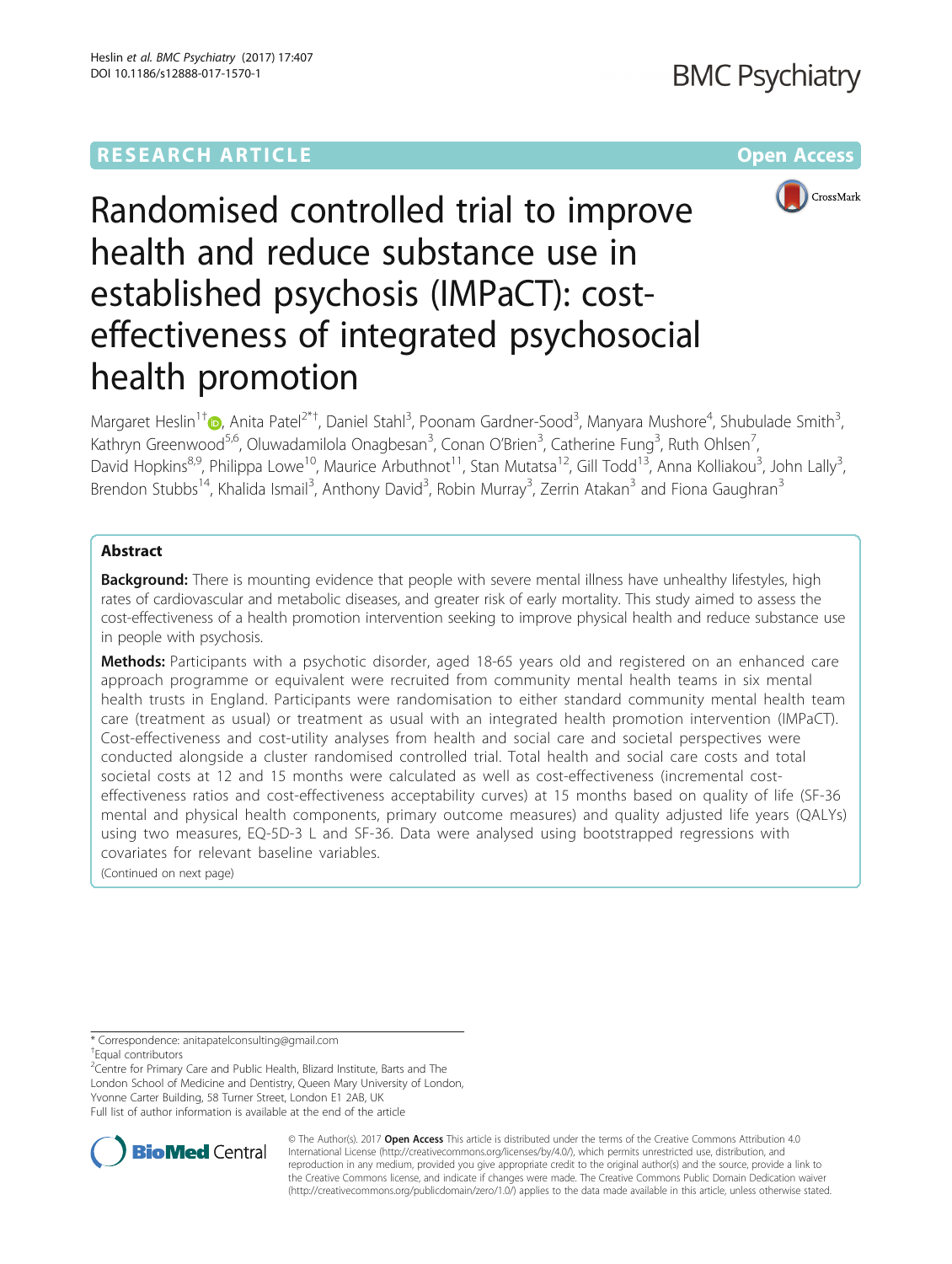RESEARCH ARTICLE

Open Access

# Randomised controlled trial to improve health and reduce substance use in established psychosis (IMPaCT): cost-effectiveness of integrated psychosocial health promotion

Margaret Heslin[1†], Anita Patel[2*†], Daniel Stahl[3], Poonam Gardner-Sood[3], Manyara Mushore[4], Shubulade Smith[3], Kathryn Greenwood[5,6], Oluwadamilola Onagbesan[3], Conan O'Brien[3], Catherine Fung[3], Ruth Ohlsen[7], David Hopkins[8,9], Philippa Lowe[10], Maurice Arbuthnot[11], Stan Mutatsa[12], Gill Todd[13], Anna Kolliakou[3], John Lally[3], Brendon Stubbs[14], Khalida Ismail[3], Anthony David[3], Robin Murray[3], Zerrin Atakan[3] and Fiona Gaughran[3]

## Abstract

**Background:** There is mounting evidence that people with severe mental illness have unhealthy lifestyles, high rates of cardiovascular and metabolic diseases, and greater risk of early mortality. This study aimed to assess the cost-effectiveness of a health promotion intervention seeking to improve physical health and reduce substance use in people with psychosis.

**Methods:** Participants with a psychotic disorder, aged 18-65 years old and registered on an enhanced care approach programme or equivalent were recruited from community mental health teams in six mental health trusts in England. Participants were randomisation to either standard community mental health team care (treatment as usual) or treatment as usual with an integrated health promotion intervention (IMPaCT). Cost-effectiveness and cost-utility analyses from health and social care and societal perspectives were conducted alongside a cluster randomised controlled trial. Total health and social care costs and total societal costs at 12 and 15 months were calculated as well as cost-effectiveness (incremental cost-effectiveness ratios and cost-effectiveness acceptability curves) at 15 months based on quality of life (SF-36 mental and physical health components, primary outcome measures) and quality adjusted life years (QALYs) using two measures, EQ-5D-3 L and SF-36. Data were analysed using bootstrapped regressions with covariates for relevant baseline variables.

(Continued on next page)

\* Correspondence: anitapatelconsulting@gmail.com
†Equal contributors
[2]Centre for Primary Care and Public Health, Blizard Institute, Barts and The London School of Medicine and Dentistry, Queen Mary University of London, Yvonne Carter Building, 58 Turner Street, London E1 2AB, UK
Full list of author information is available at the end of the article

© The Author(s). 2017 **Open Access** This article is distributed under the terms of the Creative Commons Attribution 4.0 International License (http://creativecommons.org/licenses/by/4.0/), which permits unrestricted use, distribution, and reproduction in any medium, provided you give appropriate credit to the original author(s) and the source, provide a link to the Creative Commons license, and indicate if changes were made. The Creative Commons Public Domain Dedication waiver (http://creativecommons.org/publicdomain/zero/1.0/) applies to the data made available in this article, unless otherwise stated.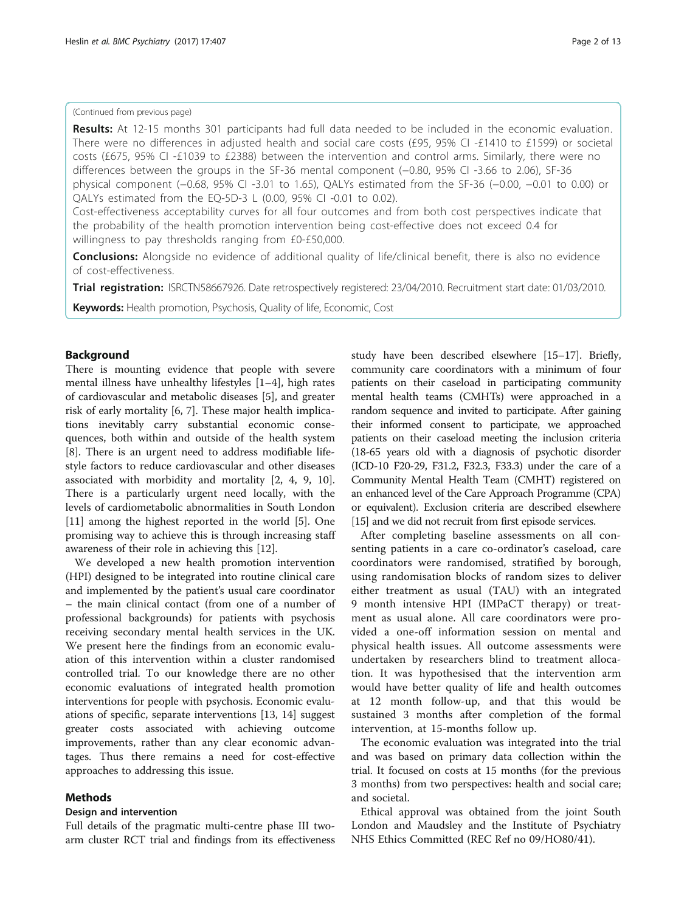(Continued from previous page)

**Results:** At 12-15 months 301 participants had full data needed to be included in the economic evaluation. There were no differences in adjusted health and social care costs (£95, 95% CI -£1410 to £1599) or societal costs (£675, 95% CI -£1039 to £2388) between the intervention and control arms. Similarly, there were no differences between the groups in the SF-36 mental component (−0.80, 95% CI -3.66 to 2.06), SF-36 physical component (−0.68, 95% CI -3.01 to 1.65), QALYs estimated from the SF-36 (−0.00, −0.01 to 0.00) or QALYs estimated from the EQ-5D-3 L (0.00, 95% CI -0.01 to 0.02).

Cost-effectiveness acceptability curves for all four outcomes and from both cost perspectives indicate that the probability of the health promotion intervention being cost-effective does not exceed 0.4 for willingness to pay thresholds ranging from £0-£50,000.

**Conclusions:** Alongside no evidence of additional quality of life/clinical benefit, there is also no evidence of cost-effectiveness.

**Trial registration:** ISRCTN58667926. Date retrospectively registered: 23/04/2010. Recruitment start date: 01/03/2010.

**Keywords:** Health promotion, Psychosis, Quality of life, Economic, Cost

## Background

There is mounting evidence that people with severe mental illness have unhealthy lifestyles [1–4], high rates of cardiovascular and metabolic diseases [5], and greater risk of early mortality [6, 7]. These major health implications inevitably carry substantial economic consequences, both within and outside of the health system [8]. There is an urgent need to address modifiable lifestyle factors to reduce cardiovascular and other diseases associated with morbidity and mortality [2, 4, 9, 10]. There is a particularly urgent need locally, with the levels of cardiometabolic abnormalities in South London [11] among the highest reported in the world [5]. One promising way to achieve this is through increasing staff awareness of their role in achieving this [12].

We developed a new health promotion intervention (HPI) designed to be integrated into routine clinical care and implemented by the patient's usual care coordinator – the main clinical contact (from one of a number of professional backgrounds) for patients with psychosis receiving secondary mental health services in the UK. We present here the findings from an economic evaluation of this intervention within a cluster randomised controlled trial. To our knowledge there are no other economic evaluations of integrated health promotion interventions for people with psychosis. Economic evaluations of specific, separate interventions [13, 14] suggest greater costs associated with achieving outcome improvements, rather than any clear economic advantages. Thus there remains a need for cost-effective approaches to addressing this issue.

## Methods

### Design and intervention

Full details of the pragmatic multi-centre phase III two-arm cluster RCT trial and findings from its effectiveness study have been described elsewhere [15–17]. Briefly, community care coordinators with a minimum of four patients on their caseload in participating community mental health teams (CMHTs) were approached in a random sequence and invited to participate. After gaining their informed consent to participate, we approached patients on their caseload meeting the inclusion criteria (18-65 years old with a diagnosis of psychotic disorder (ICD-10 F20-29, F31.2, F32.3, F33.3) under the care of a Community Mental Health Team (CMHT) registered on an enhanced level of the Care Approach Programme (CPA) or equivalent). Exclusion criteria are described elsewhere [15] and we did not recruit from first episode services.

After completing baseline assessments on all consenting patients in a care co-ordinator's caseload, care coordinators were randomised, stratified by borough, using randomisation blocks of random sizes to deliver either treatment as usual (TAU) with an integrated 9 month intensive HPI (IMPaCT therapy) or treatment as usual alone. All care coordinators were provided a one-off information session on mental and physical health issues. All outcome assessments were undertaken by researchers blind to treatment allocation. It was hypothesised that the intervention arm would have better quality of life and health outcomes at 12 month follow-up, and that this would be sustained 3 months after completion of the formal intervention, at 15-months follow up.

The economic evaluation was integrated into the trial and was based on primary data collection within the trial. It focused on costs at 15 months (for the previous 3 months) from two perspectives: health and social care; and societal.

Ethical approval was obtained from the joint South London and Maudsley and the Institute of Psychiatry NHS Ethics Committed (REC Ref no 09/HO80/41).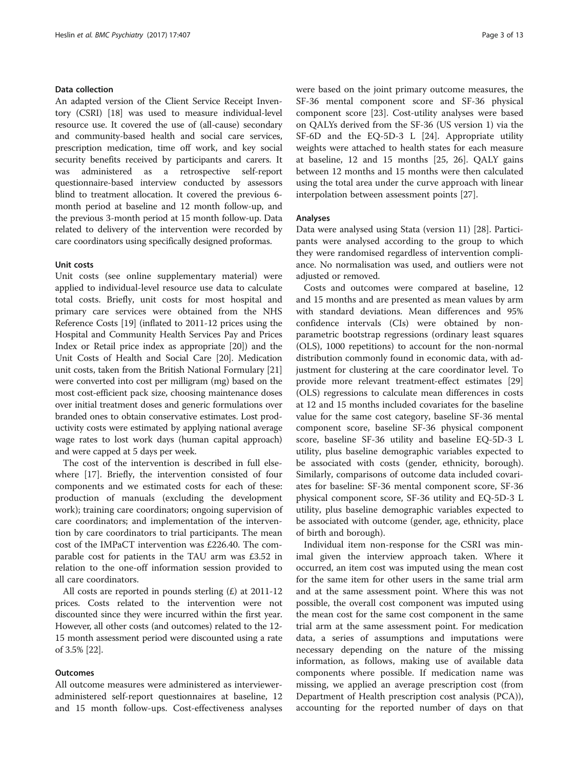### Data collection

An adapted version of the Client Service Receipt Inventory (CSRI) [18] was used to measure individual-level resource use. It covered the use of (all-cause) secondary and community-based health and social care services, prescription medication, time off work, and key social security benefits received by participants and carers. It was administered as a retrospective self-report questionnaire-based interview conducted by assessors blind to treatment allocation. It covered the previous 6-month period at baseline and 12 month follow-up, and the previous 3-month period at 15 month follow-up. Data related to delivery of the intervention were recorded by care coordinators using specifically designed proformas.

### Unit costs

Unit costs (see online supplementary material) were applied to individual-level resource use data to calculate total costs. Briefly, unit costs for most hospital and primary care services were obtained from the NHS Reference Costs [19] (inflated to 2011-12 prices using the Hospital and Community Health Services Pay and Prices Index or Retail price index as appropriate [20]) and the Unit Costs of Health and Social Care [20]. Medication unit costs, taken from the British National Formulary [21] were converted into cost per milligram (mg) based on the most cost-efficient pack size, choosing maintenance doses over initial treatment doses and generic formulations over branded ones to obtain conservative estimates. Lost productivity costs were estimated by applying national average wage rates to lost work days (human capital approach) and were capped at 5 days per week.

The cost of the intervention is described in full elsewhere [17]. Briefly, the intervention consisted of four components and we estimated costs for each of these: production of manuals (excluding the development work); training care coordinators; ongoing supervision of care coordinators; and implementation of the intervention by care coordinators to trial participants. The mean cost of the IMPaCT intervention was £226.40. The comparable cost for patients in the TAU arm was £3.52 in relation to the one-off information session provided to all care coordinators.

All costs are reported in pounds sterling (£) at 2011-12 prices. Costs related to the intervention were not discounted since they were incurred within the first year. However, all other costs (and outcomes) related to the 12-15 month assessment period were discounted using a rate of 3.5% [22].

### Outcomes

All outcome measures were administered as interviewer-administered self-report questionnaires at baseline, 12 and 15 month follow-ups. Cost-effectiveness analyses were based on the joint primary outcome measures, the SF-36 mental component score and SF-36 physical component score [23]. Cost-utility analyses were based on QALYs derived from the SF-36 (US version 1) via the SF-6D and the EQ-5D-3 L [24]. Appropriate utility weights were attached to health states for each measure at baseline, 12 and 15 months [25, 26]. QALY gains between 12 months and 15 months were then calculated using the total area under the curve approach with linear interpolation between assessment points [27].

### Analyses

Data were analysed using Stata (version 11) [28]. Participants were analysed according to the group to which they were randomised regardless of intervention compliance. No normalisation was used, and outliers were not adjusted or removed.

Costs and outcomes were compared at baseline, 12 and 15 months and are presented as mean values by arm with standard deviations. Mean differences and 95% confidence intervals (CIs) were obtained by non-parametric bootstrap regressions (ordinary least squares (OLS), 1000 repetitions) to account for the non-normal distribution commonly found in economic data, with adjustment for clustering at the care coordinator level. To provide more relevant treatment-effect estimates [29] (OLS) regressions to calculate mean differences in costs at 12 and 15 months included covariates for the baseline value for the same cost category, baseline SF-36 mental component score, baseline SF-36 physical component score, baseline SF-36 utility and baseline EQ-5D-3 L utility, plus baseline demographic variables expected to be associated with costs (gender, ethnicity, borough). Similarly, comparisons of outcome data included covariates for baseline: SF-36 mental component score, SF-36 physical component score, SF-36 utility and EQ-5D-3 L utility, plus baseline demographic variables expected to be associated with outcome (gender, age, ethnicity, place of birth and borough).

Individual item non-response for the CSRI was minimal given the interview approach taken. Where it occurred, an item cost was imputed using the mean cost for the same item for other users in the same trial arm and at the same assessment point. Where this was not possible, the overall cost component was imputed using the mean cost for the same cost component in the same trial arm at the same assessment point. For medication data, a series of assumptions and imputations were necessary depending on the nature of the missing information, as follows, making use of available data components where possible. If medication name was missing, we applied an average prescription cost (from Department of Health prescription cost analysis (PCA)), accounting for the reported number of days on that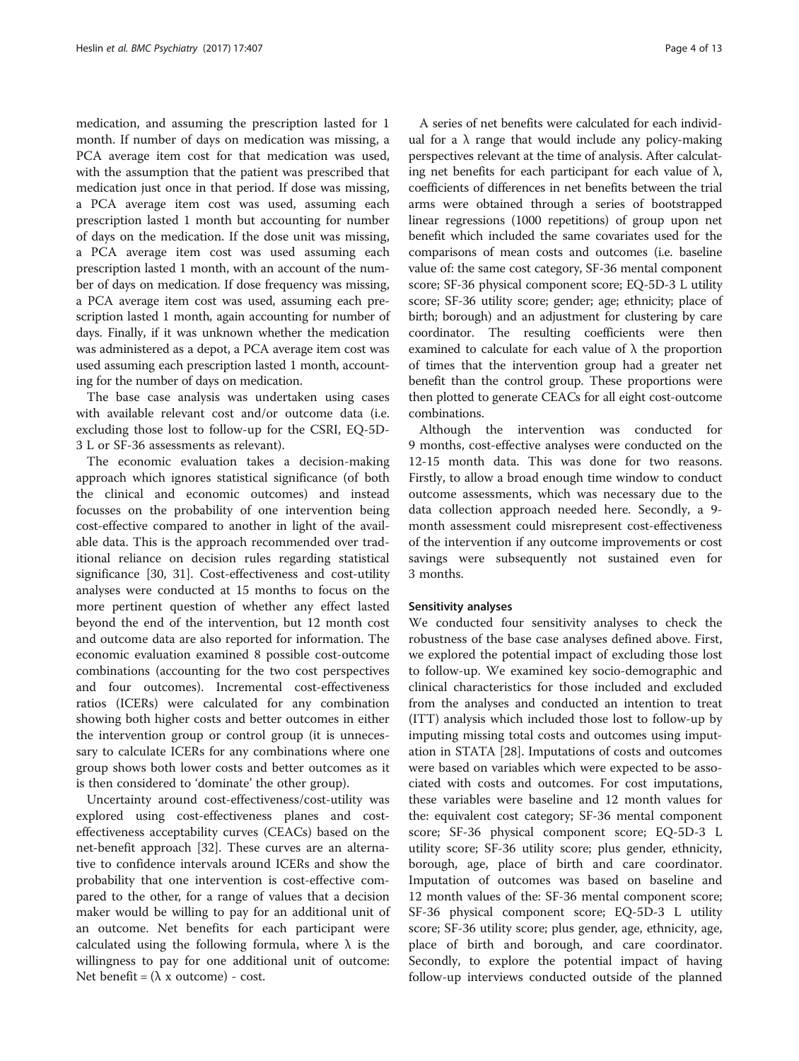medication, and assuming the prescription lasted for 1 month. If number of days on medication was missing, a PCA average item cost for that medication was used, with the assumption that the patient was prescribed that medication just once in that period. If dose was missing, a PCA average item cost was used, assuming each prescription lasted 1 month but accounting for number of days on the medication. If the dose unit was missing, a PCA average item cost was used assuming each prescription lasted 1 month, with an account of the number of days on medication. If dose frequency was missing, a PCA average item cost was used, assuming each prescription lasted 1 month, again accounting for number of days. Finally, if it was unknown whether the medication was administered as a depot, a PCA average item cost was used assuming each prescription lasted 1 month, accounting for the number of days on medication.

The base case analysis was undertaken using cases with available relevant cost and/or outcome data (i.e. excluding those lost to follow-up for the CSRI, EQ-5D-3 L or SF-36 assessments as relevant).

The economic evaluation takes a decision-making approach which ignores statistical significance (of both the clinical and economic outcomes) and instead focusses on the probability of one intervention being cost-effective compared to another in light of the available data. This is the approach recommended over traditional reliance on decision rules regarding statistical significance [30, 31]. Cost-effectiveness and cost-utility analyses were conducted at 15 months to focus on the more pertinent question of whether any effect lasted beyond the end of the intervention, but 12 month cost and outcome data are also reported for information. The economic evaluation examined 8 possible cost-outcome combinations (accounting for the two cost perspectives and four outcomes). Incremental cost-effectiveness ratios (ICERs) were calculated for any combination showing both higher costs and better outcomes in either the intervention group or control group (it is unnecessary to calculate ICERs for any combinations where one group shows both lower costs and better outcomes as it is then considered to 'dominate' the other group).

Uncertainty around cost-effectiveness/cost-utility was explored using cost-effectiveness planes and cost-effectiveness acceptability curves (CEACs) based on the net-benefit approach [32]. These curves are an alternative to confidence intervals around ICERs and show the probability that one intervention is cost-effective compared to the other, for a range of values that a decision maker would be willing to pay for an additional unit of an outcome. Net benefits for each participant were calculated using the following formula, where $\lambda$ is the willingness to pay for one additional unit of outcome: Net benefit = ($\lambda$ x outcome) - cost.

A series of net benefits were calculated for each individual for a $\lambda$ range that would include any policy-making perspectives relevant at the time of analysis. After calculating net benefits for each participant for each value of $\lambda$, coefficients of differences in net benefits between the trial arms were obtained through a series of bootstrapped linear regressions (1000 repetitions) of group upon net benefit which included the same covariates used for the comparisons of mean costs and outcomes (i.e. baseline value of: the same cost category, SF-36 mental component score; SF-36 physical component score; EQ-5D-3 L utility score; SF-36 utility score; gender; age; ethnicity; place of birth; borough) and an adjustment for clustering by care coordinator. The resulting coefficients were then examined to calculate for each value of $\lambda$ the proportion of times that the intervention group had a greater net benefit than the control group. These proportions were then plotted to generate CEACs for all eight cost-outcome combinations.

Although the intervention was conducted for 9 months, cost-effective analyses were conducted on the 12-15 month data. This was done for two reasons. Firstly, to allow a broad enough time window to conduct outcome assessments, which was necessary due to the data collection approach needed here. Secondly, a 9-month assessment could misrepresent cost-effectiveness of the intervention if any outcome improvements or cost savings were subsequently not sustained even for 3 months.

#### Sensitivity analyses

We conducted four sensitivity analyses to check the robustness of the base case analyses defined above. First, we explored the potential impact of excluding those lost to follow-up. We examined key socio-demographic and clinical characteristics for those included and excluded from the analyses and conducted an intention to treat (ITT) analysis which included those lost to follow-up by imputing missing total costs and outcomes using imputation in STATA [28]. Imputations of costs and outcomes were based on variables which were expected to be associated with costs and outcomes. For cost imputations, these variables were baseline and 12 month values for the: equivalent cost category; SF-36 mental component score; SF-36 physical component score; EQ-5D-3 L utility score; SF-36 utility score; plus gender, ethnicity, borough, age, place of birth and care coordinator. Imputation of outcomes was based on baseline and 12 month values of the: SF-36 mental component score; SF-36 physical component score; EQ-5D-3 L utility score; SF-36 utility score; plus gender, age, ethnicity, age, place of birth and borough, and care coordinator. Secondly, to explore the potential impact of having follow-up interviews conducted outside of the planned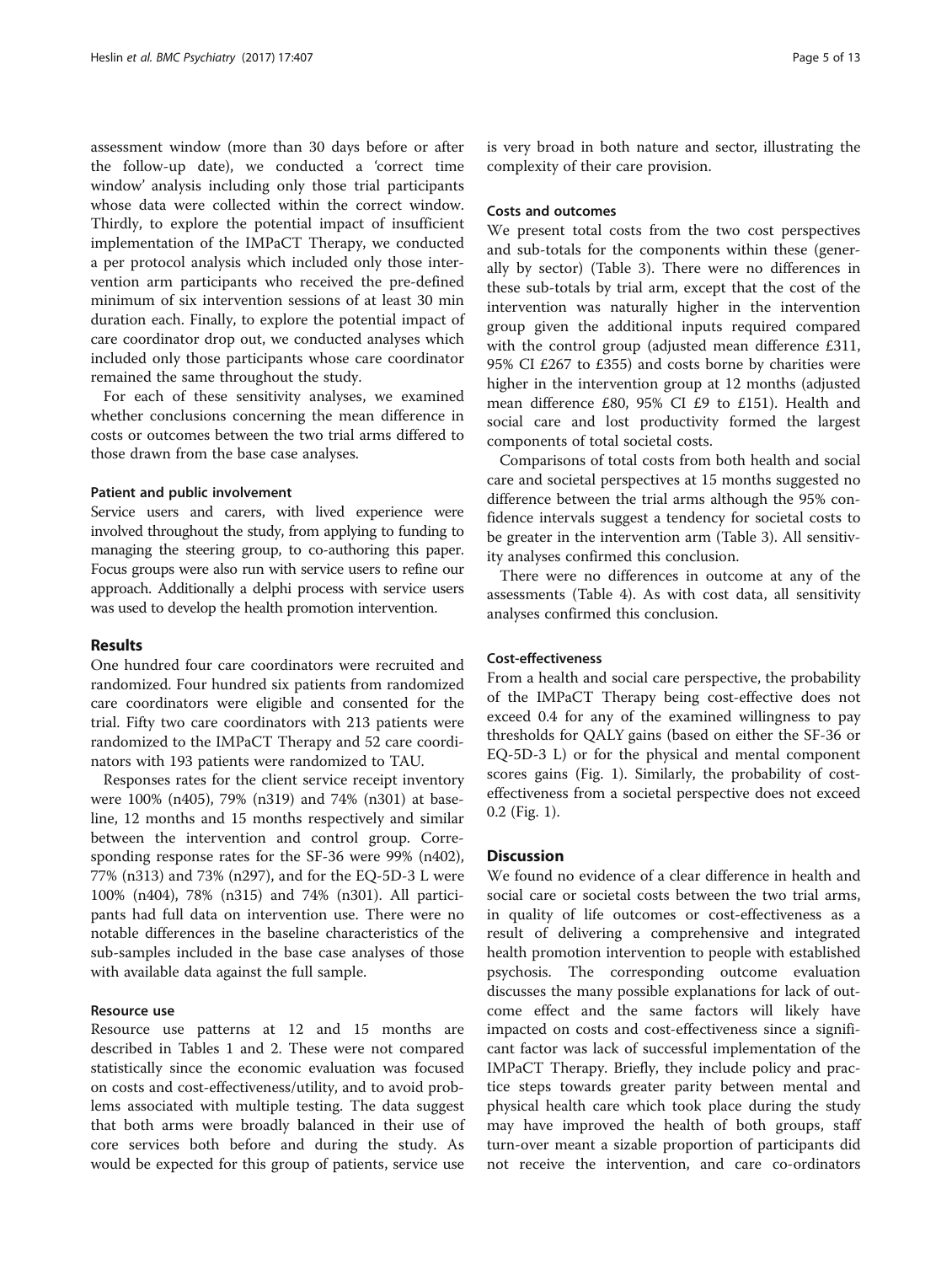assessment window (more than 30 days before or after the follow-up date), we conducted a 'correct time window' analysis including only those trial participants whose data were collected within the correct window. Thirdly, to explore the potential impact of insufficient implementation of the IMPaCT Therapy, we conducted a per protocol analysis which included only those intervention arm participants who received the pre-defined minimum of six intervention sessions of at least 30 min duration each. Finally, to explore the potential impact of care coordinator drop out, we conducted analyses which included only those participants whose care coordinator remained the same throughout the study.

For each of these sensitivity analyses, we examined whether conclusions concerning the mean difference in costs or outcomes between the two trial arms differed to those drawn from the base case analyses.

#### Patient and public involvement

Service users and carers, with lived experience were involved throughout the study, from applying to funding to managing the steering group, to co-authoring this paper. Focus groups were also run with service users to refine our approach. Additionally a delphi process with service users was used to develop the health promotion intervention.

## Results

One hundred four care coordinators were recruited and randomized. Four hundred six patients from randomized care coordinators were eligible and consented for the trial. Fifty two care coordinators with 213 patients were randomized to the IMPaCT Therapy and 52 care coordinators with 193 patients were randomized to TAU.

Responses rates for the client service receipt inventory were 100% (n405), 79% (n319) and 74% (n301) at baseline, 12 months and 15 months respectively and similar between the intervention and control group. Corresponding response rates for the SF-36 were 99% (n402), 77% (n313) and 73% (n297), and for the EQ-5D-3 L were 100% (n404), 78% (n315) and 74% (n301). All participants had full data on intervention use. There were no notable differences in the baseline characteristics of the sub-samples included in the base case analyses of those with available data against the full sample.

### Resource use

Resource use patterns at 12 and 15 months are described in Tables 1 and 2. These were not compared statistically since the economic evaluation was focused on costs and cost-effectiveness/utility, and to avoid problems associated with multiple testing. The data suggest that both arms were broadly balanced in their use of core services both before and during the study. As would be expected for this group of patients, service use is very broad in both nature and sector, illustrating the complexity of their care provision.

### Costs and outcomes

We present total costs from the two cost perspectives and sub-totals for the components within these (generally by sector) (Table 3). There were no differences in these sub-totals by trial arm, except that the cost of the intervention was naturally higher in the intervention group given the additional inputs required compared with the control group (adjusted mean difference £311, 95% CI £267 to £355) and costs borne by charities were higher in the intervention group at 12 months (adjusted mean difference £80, 95% CI £9 to £151). Health and social care and lost productivity formed the largest components of total societal costs.

Comparisons of total costs from both health and social care and societal perspectives at 15 months suggested no difference between the trial arms although the 95% confidence intervals suggest a tendency for societal costs to be greater in the intervention arm (Table 3). All sensitivity analyses confirmed this conclusion.

There were no differences in outcome at any of the assessments (Table 4). As with cost data, all sensitivity analyses confirmed this conclusion.

### Cost-effectiveness

From a health and social care perspective, the probability of the IMPaCT Therapy being cost-effective does not exceed 0.4 for any of the examined willingness to pay thresholds for QALY gains (based on either the SF-36 or EQ-5D-3 L) or for the physical and mental component scores gains (Fig. 1). Similarly, the probability of cost-effectiveness from a societal perspective does not exceed 0.2 (Fig. 1).

## Discussion

We found no evidence of a clear difference in health and social care or societal costs between the two trial arms, in quality of life outcomes or cost-effectiveness as a result of delivering a comprehensive and integrated health promotion intervention to people with established psychosis. The corresponding outcome evaluation discusses the many possible explanations for lack of outcome effect and the same factors will likely have impacted on costs and cost-effectiveness since a significant factor was lack of successful implementation of the IMPaCT Therapy. Briefly, they include policy and practice steps towards greater parity between mental and physical health care which took place during the study may have improved the health of both groups, staff turn-over meant a sizable proportion of participants did not receive the intervention, and care co-ordinators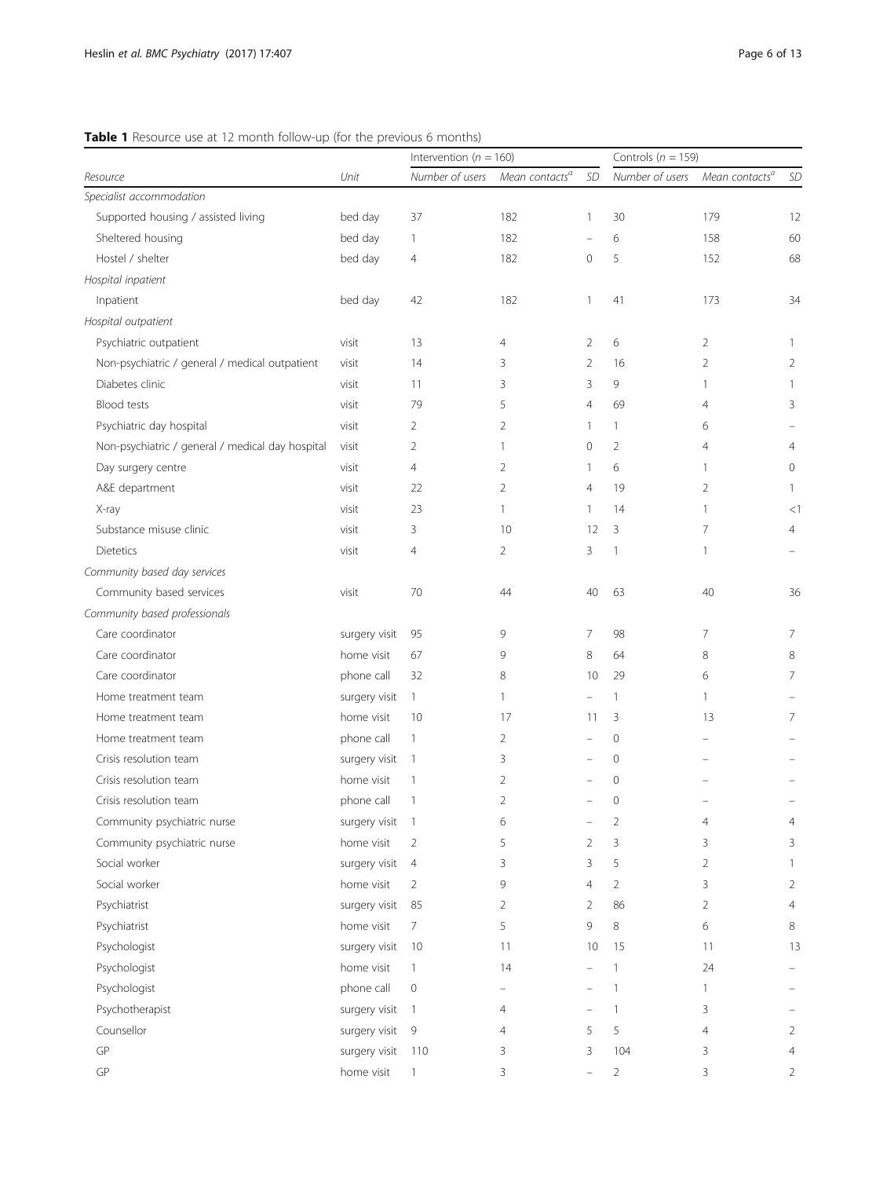**Table 1** Resource use at 12 month follow-up (for the previous 6 months)

| Resource | Unit | Intervention ($n$ = 160) | | | Controls ($n$ = 159) | | |
|---|---|---|---|---|---|---|---|
| | | Number of users | Mean contacts[a] | SD | Number of users | Mean contacts[a] | SD |
| *Specialist accommodation* | | | | | | | |
| Supported housing / assisted living | bed day | 37 | 182 | 1 | 30 | 179 | 12 |
| Sheltered housing | bed day | 1 | 182 | – | 6 | 158 | 60 |
| Hostel / shelter | bed day | 4 | 182 | 0 | 5 | 152 | 68 |
| *Hospital inpatient* | | | | | | | |
| Inpatient | bed day | 42 | 182 | 1 | 41 | 173 | 34 |
| *Hospital outpatient* | | | | | | | |
| Psychiatric outpatient | visit | 13 | 4 | 2 | 6 | 2 | 1 |
| Non-psychiatric / general / medical outpatient | visit | 14 | 3 | 2 | 16 | 2 | 2 |
| Diabetes clinic | visit | 11 | 3 | 3 | 9 | 1 | 1 |
| Blood tests | visit | 79 | 5 | 4 | 69 | 4 | 3 |
| Psychiatric day hospital | visit | 2 | 2 | 1 | 1 | 6 | – |
| Non-psychiatric / general / medical day hospital | visit | 2 | 1 | 0 | 2 | 4 | 4 |
| Day surgery centre | visit | 4 | 2 | 1 | 6 | 1 | 0 |
| A&E department | visit | 22 | 2 | 4 | 19 | 2 | 1 |
| X-ray | visit | 23 | 1 | 1 | 14 | 1 | <1 |
| Substance misuse clinic | visit | 3 | 10 | 12 | 3 | 7 | 4 |
| Dietetics | visit | 4 | 2 | 3 | 1 | 1 | – |
| *Community based day services* | | | | | | | |
| Community based services | visit | 70 | 44 | 40 | 63 | 40 | 36 |
| *Community based professionals* | | | | | | | |
| Care coordinator | surgery visit | 95 | 9 | 7 | 98 | 7 | 7 |
| Care coordinator | home visit | 67 | 9 | 8 | 64 | 8 | 8 |
| Care coordinator | phone call | 32 | 8 | 10 | 29 | 6 | 7 |
| Home treatment team | surgery visit | 1 | 1 | – | 1 | 1 | – |
| Home treatment team | home visit | 10 | 17 | 11 | 3 | 13 | 7 |
| Home treatment team | phone call | 1 | 2 | – | 0 | – | – |
| Crisis resolution team | surgery visit | 1 | 3 | – | 0 | – | – |
| Crisis resolution team | home visit | 1 | 2 | – | 0 | – | – |
| Crisis resolution team | phone call | 1 | 2 | – | 0 | – | – |
| Community psychiatric nurse | surgery visit | 1 | 6 | – | 2 | 4 | 4 |
| Community psychiatric nurse | home visit | 2 | 5 | 2 | 3 | 3 | 3 |
| Social worker | surgery visit | 4 | 3 | 3 | 5 | 2 | 1 |
| Social worker | home visit | 2 | 9 | 4 | 2 | 3 | 2 |
| Psychiatrist | surgery visit | 85 | 2 | 2 | 86 | 2 | 4 |
| Psychiatrist | home visit | 7 | 5 | 9 | 8 | 6 | 8 |
| Psychologist | surgery visit | 10 | 11 | 10 | 15 | 11 | 13 |
| Psychologist | home visit | 1 | 14 | – | 1 | 24 | – |
| Psychologist | phone call | 0 | – | – | 1 | 1 | – |
| Psychotherapist | surgery visit | 1 | 4 | – | 1 | 3 | – |
| Counsellor | surgery visit | 9 | 4 | 5 | 5 | 4 | 2 |
| GP | surgery visit | 110 | 3 | 3 | 104 | 3 | 4 |
| GP | home visit | 1 | 3 | – | 2 | 3 | 2 |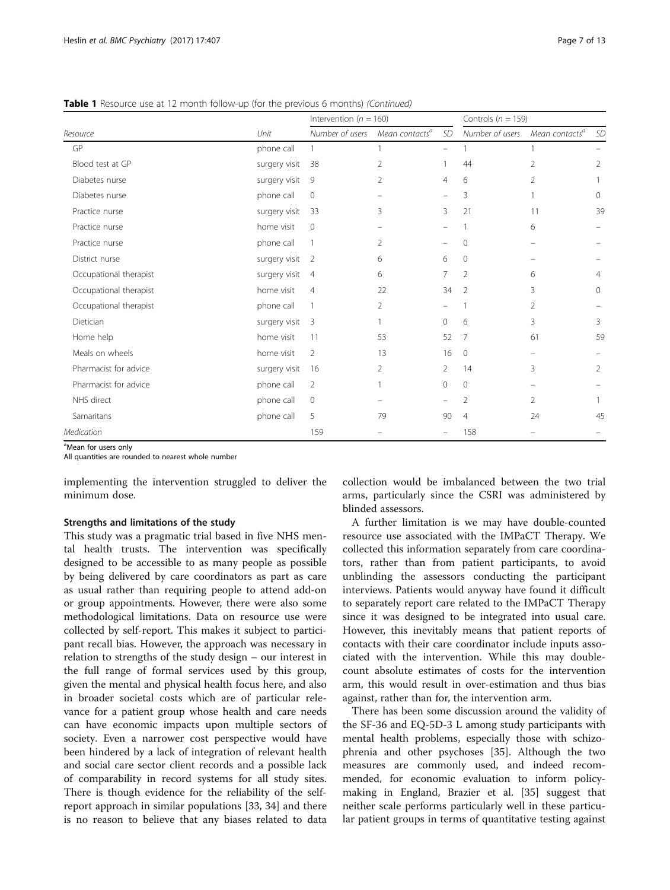**Table 1** Resource use at 12 month follow-up (for the previous 6 months) *(Continued)*

| Resource | Unit | Intervention ($n$ = 160) | | | Controls ($n$ = 159) | | |
|---|---|---|---|---|---|---|---|
| | | Number of users | Mean contacts[a] | SD | Number of users | Mean contacts[a] | SD |
| GP | phone call | 1 | 1 | – | 1 | 1 | – |
| Blood test at GP | surgery visit | 38 | 2 | 1 | 44 | 2 | 2 |
| Diabetes nurse | surgery visit | 9 | 2 | 4 | 6 | 2 | 1 |
| Diabetes nurse | phone call | 0 | – | – | 3 | 1 | 0 |
| Practice nurse | surgery visit | 33 | 3 | 3 | 21 | 11 | 39 |
| Practice nurse | home visit | 0 | – | – | 1 | 6 | – |
| Practice nurse | phone call | 1 | 2 | – | 0 | – | – |
| District nurse | surgery visit | 2 | 6 | 6 | 0 | – | – |
| Occupational therapist | surgery visit | 4 | 6 | 7 | 2 | 6 | 4 |
| Occupational therapist | home visit | 4 | 22 | 34 | 2 | 3 | 0 |
| Occupational therapist | phone call | 1 | 2 | – | 1 | 2 | – |
| Dietician | surgery visit | 3 | 1 | 0 | 6 | 3 | 3 |
| Home help | home visit | 11 | 53 | 52 | 7 | 61 | 59 |
| Meals on wheels | home visit | 2 | 13 | 16 | 0 | – | – |
| Pharmacist for advice | surgery visit | 16 | 2 | 2 | 14 | 3 | 2 |
| Pharmacist for advice | phone call | 2 | 1 | 0 | 0 | – | – |
| NHS direct | phone call | 0 | – | – | 2 | 2 | 1 |
| Samaritans | phone call | 5 | 79 | 90 | 4 | 24 | 45 |
| *Medication* | | 159 | – | – | 158 | – | – |

[a]Mean for users only
All quantities are rounded to nearest whole number

implementing the intervention struggled to deliver the minimum dose.

### Strengths and limitations of the study

This study was a pragmatic trial based in five NHS mental health trusts. The intervention was specifically designed to be accessible to as many people as possible by being delivered by care coordinators as part as care as usual rather than requiring people to attend add-on or group appointments. However, there were also some methodological limitations. Data on resource use were collected by self-report. This makes it subject to participant recall bias. However, the approach was necessary in relation to strengths of the study design – our interest in the full range of formal services used by this group, given the mental and physical health focus here, and also in broader societal costs which are of particular relevance for a patient group whose health and care needs can have economic impacts upon multiple sectors of society. Even a narrower cost perspective would have been hindered by a lack of integration of relevant health and social care sector client records and a possible lack of comparability in record systems for all study sites. There is though evidence for the reliability of the self-report approach in similar populations [33, 34] and there is no reason to believe that any biases related to data collection would be imbalanced between the two trial arms, particularly since the CSRI was administered by blinded assessors.

A further limitation is we may have double-counted resource use associated with the IMPaCT Therapy. We collected this information separately from care coordinators, rather than from patient participants, to avoid unblinding the assessors conducting the participant interviews. Patients would anyway have found it difficult to separately report care related to the IMPaCT Therapy since it was designed to be integrated into usual care. However, this inevitably means that patient reports of contacts with their care coordinator include inputs associated with the intervention. While this may double-count absolute estimates of costs for the intervention arm, this would result in over-estimation and thus bias against, rather than for, the intervention arm.

There has been some discussion around the validity of the SF-36 and EQ-5D-3 L among study participants with mental health problems, especially those with schizophrenia and other psychoses [35]. Although the two measures are commonly used, and indeed recommended, for economic evaluation to inform policy-making in England, Brazier et al. [35] suggest that neither scale performs particularly well in these particular patient groups in terms of quantitative testing against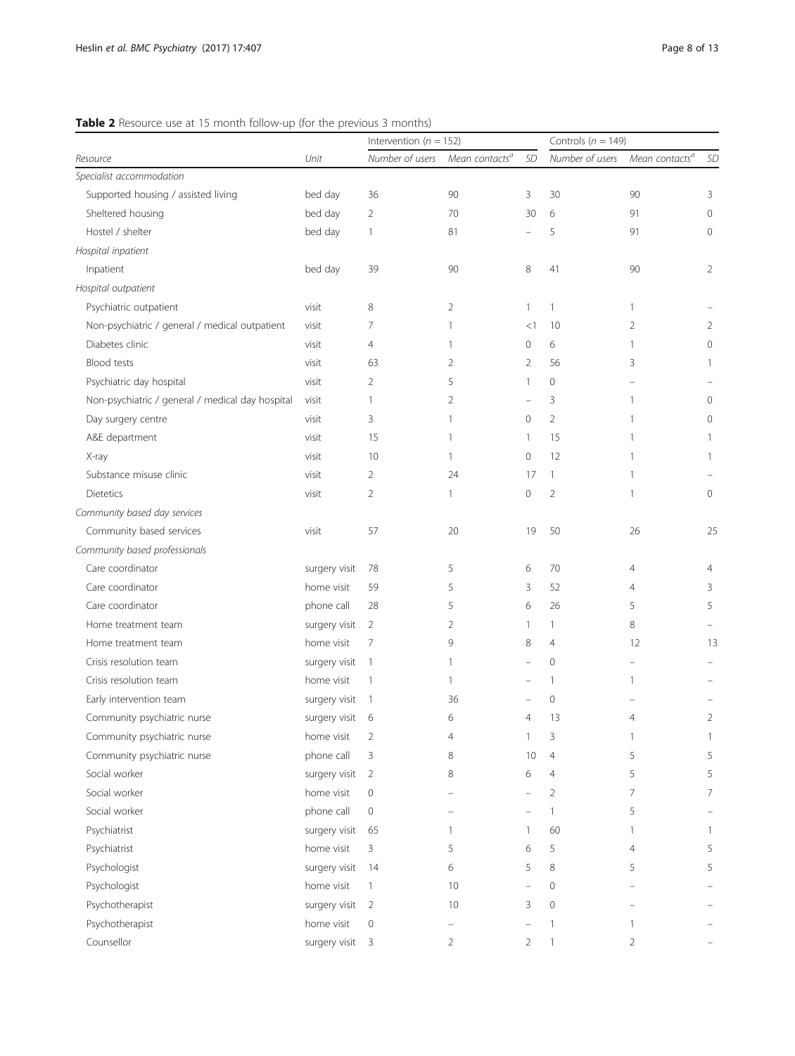**Table 2** Resource use at 15 month follow-up (for the previous 3 months)

| | | Intervention (*n* = 152) | | | Controls (*n* = 149) | | |
|---|---|---|---|---|---|---|---|
| *Resource* | *Unit* | *Number of users* | *Mean contacts*[a] | *SD* | *Number of users* | *Mean contacts*[a] | *SD* |
| *Specialist accommodation* | | | | | | | |
| Supported housing / assisted living | bed day | 36 | 90 | 3 | 30 | 90 | 3 |
| Sheltered housing | bed day | 2 | 70 | 30 | 6 | 91 | 0 |
| Hostel / shelter | bed day | 1 | 81 | – | 5 | 91 | 0 |
| *Hospital inpatient* | | | | | | | |
| Inpatient | bed day | 39 | 90 | 8 | 41 | 90 | 2 |
| *Hospital outpatient* | | | | | | | |
| Psychiatric outpatient | visit | 8 | 2 | 1 | 1 | 1 | – |
| Non-psychiatric / general / medical outpatient | visit | 7 | 1 | <1 | 10 | 2 | 2 |
| Diabetes clinic | visit | 4 | 1 | 0 | 6 | 1 | 0 |
| Blood tests | visit | 63 | 2 | 2 | 56 | 3 | 1 |
| Psychiatric day hospital | visit | 2 | 5 | 1 | 0 | – | – |
| Non-psychiatric / general / medical day hospital | visit | 1 | 2 | – | 3 | 1 | 0 |
| Day surgery centre | visit | 3 | 1 | 0 | 2 | 1 | 0 |
| A&E department | visit | 15 | 1 | 1 | 15 | 1 | 1 |
| X-ray | visit | 10 | 1 | 0 | 12 | 1 | 1 |
| Substance misuse clinic | visit | 2 | 24 | 17 | 1 | 1 | – |
| Dietetics | visit | 2 | 1 | 0 | 2 | 1 | 0 |
| *Community based day services* | | | | | | | |
| Community based services | visit | 57 | 20 | 19 | 50 | 26 | 25 |
| *Community based professionals* | | | | | | | |
| Care coordinator | surgery visit | 78 | 5 | 6 | 70 | 4 | 4 |
| Care coordinator | home visit | 59 | 5 | 3 | 52 | 4 | 3 |
| Care coordinator | phone call | 28 | 5 | 6 | 26 | 5 | 5 |
| Home treatment team | surgery visit | 2 | 2 | 1 | 1 | 8 | – |
| Home treatment team | home visit | 7 | 9 | 8 | 4 | 12 | 13 |
| Crisis resolution team | surgery visit | 1 | 1 | – | 0 | – | – |
| Crisis resolution team | home visit | 1 | 1 | – | 1 | 1 | – |
| Early intervention team | surgery visit | 1 | 36 | – | 0 | – | – |
| Community psychiatric nurse | surgery visit | 6 | 6 | 4 | 13 | 4 | 2 |
| Community psychiatric nurse | home visit | 2 | 4 | 1 | 3 | 1 | 1 |
| Community psychiatric nurse | phone call | 3 | 8 | 10 | 4 | 5 | 5 |
| Social worker | surgery visit | 2 | 8 | 6 | 4 | 5 | 5 |
| Social worker | home visit | 0 | – | – | 2 | 7 | 7 |
| Social worker | phone call | 0 | – | – | 1 | 5 | – |
| Psychiatrist | surgery visit | 65 | 1 | 1 | 60 | 1 | 1 |
| Psychiatrist | home visit | 3 | 5 | 6 | 5 | 4 | 5 |
| Psychologist | surgery visit | 14 | 6 | 5 | 8 | 5 | 5 |
| Psychologist | home visit | 1 | 10 | – | 0 | – | – |
| Psychotherapist | surgery visit | 2 | 10 | 3 | 0 | – | – |
| Psychotherapist | home visit | 0 | – | – | 1 | 1 | – |
| Counsellor | surgery visit | 3 | 2 | 2 | 1 | 2 | – |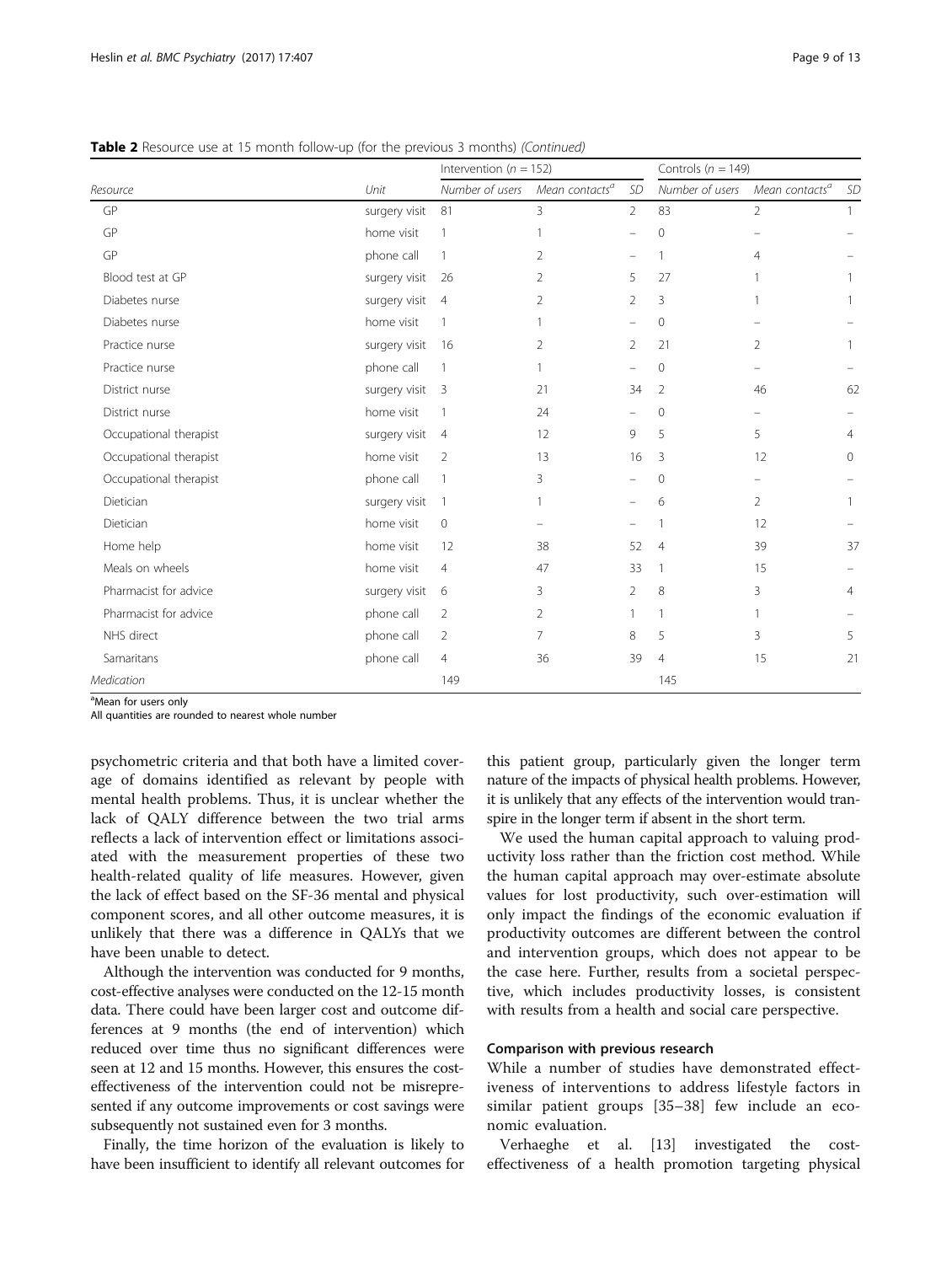**Table 2** Resource use at 15 month follow-up (for the previous 3 months) *(Continued)*

| | | Intervention ($n$ = 152) | | | Controls ($n$ = 149) | | |
|---|---|---|---|---|---|---|---|
| Resource | Unit | Number of users | Mean contacts[a] | SD | Number of users | Mean contacts[a] | SD |
| GP | surgery visit | 81 | 3 | 2 | 83 | 2 | 1 |
| GP | home visit | 1 | 1 | – | 0 | – | – |
| GP | phone call | 1 | 2 | – | 1 | 4 | – |
| Blood test at GP | surgery visit | 26 | 2 | 5 | 27 | 1 | 1 |
| Diabetes nurse | surgery visit | 4 | 2 | 2 | 3 | 1 | 1 |
| Diabetes nurse | home visit | 1 | 1 | – | 0 | – | – |
| Practice nurse | surgery visit | 16 | 2 | 2 | 21 | 2 | 1 |
| Practice nurse | phone call | 1 | 1 | – | 0 | – | – |
| District nurse | surgery visit | 3 | 21 | 34 | 2 | 46 | 62 |
| District nurse | home visit | 1 | 24 | – | 0 | – | – |
| Occupational therapist | surgery visit | 4 | 12 | 9 | 5 | 5 | 4 |
| Occupational therapist | home visit | 2 | 13 | 16 | 3 | 12 | 0 |
| Occupational therapist | phone call | 1 | 3 | – | 0 | – | – |
| Dietician | surgery visit | 1 | 1 | – | 6 | 2 | 1 |
| Dietician | home visit | 0 | – | – | 1 | 12 | – |
| Home help | home visit | 12 | 38 | 52 | 4 | 39 | 37 |
| Meals on wheels | home visit | 4 | 47 | 33 | 1 | 15 | – |
| Pharmacist for advice | surgery visit | 6 | 3 | 2 | 8 | 3 | 4 |
| Pharmacist for advice | phone call | 2 | 2 | 1 | 1 | 1 | – |
| NHS direct | phone call | 2 | 7 | 8 | 5 | 3 | 5 |
| Samaritans | phone call | 4 | 36 | 39 | 4 | 15 | 21 |
| *Medication* | | 149 | | | 145 | | |

[a]Mean for users only
All quantities are rounded to nearest whole number

psychometric criteria and that both have a limited coverage of domains identified as relevant by people with mental health problems. Thus, it is unclear whether the lack of QALY difference between the two trial arms reflects a lack of intervention effect or limitations associated with the measurement properties of these two health-related quality of life measures. However, given the lack of effect based on the SF-36 mental and physical component scores, and all other outcome measures, it is unlikely that there was a difference in QALYs that we have been unable to detect.

Although the intervention was conducted for 9 months, cost-effective analyses were conducted on the 12-15 month data. There could have been larger cost and outcome differences at 9 months (the end of intervention) which reduced over time thus no significant differences were seen at 12 and 15 months. However, this ensures the cost-effectiveness of the intervention could not be misrepresented if any outcome improvements or cost savings were subsequently not sustained even for 3 months.

Finally, the time horizon of the evaluation is likely to have been insufficient to identify all relevant outcomes for this patient group, particularly given the longer term nature of the impacts of physical health problems. However, it is unlikely that any effects of the intervention would transpire in the longer term if absent in the short term.

We used the human capital approach to valuing productivity loss rather than the friction cost method. While the human capital approach may over-estimate absolute values for lost productivity, such over-estimation will only impact the findings of the economic evaluation if productivity outcomes are different between the control and intervention groups, which does not appear to be the case here. Further, results from a societal perspective, which includes productivity losses, is consistent with results from a health and social care perspective.

### Comparison with previous research

While a number of studies have demonstrated effectiveness of interventions to address lifestyle factors in similar patient groups [35–38] few include an economic evaluation.

Verhaeghe et al. [13] investigated the cost-effectiveness of a health promotion targeting physical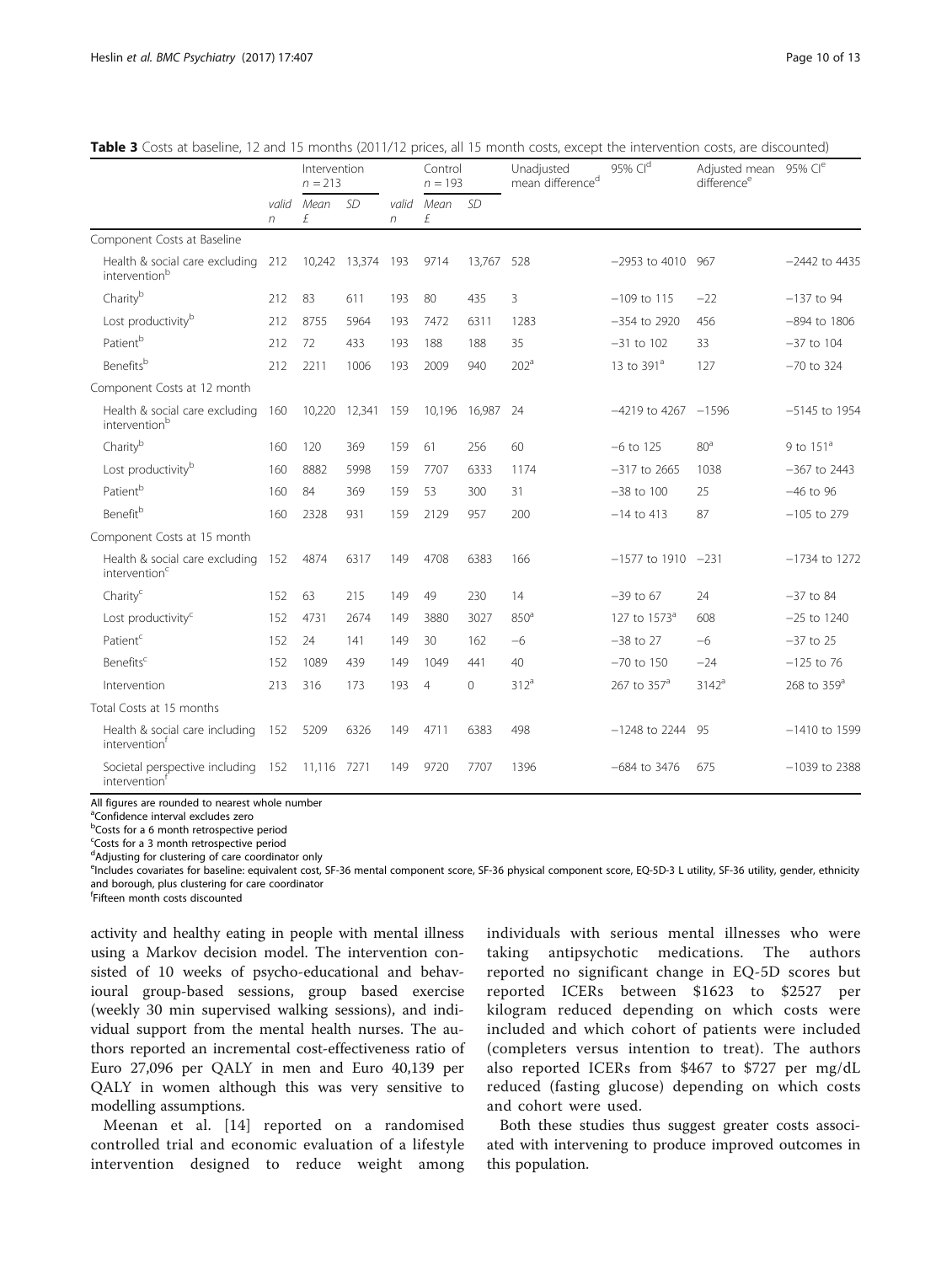**Table 3** Costs at baseline, 12 and 15 months (2011/12 prices, all 15 month costs, except the intervention costs, are discounted)

| | Intervention *n* = 213 | | | Control *n* = 193 | | | Unadjusted mean difference[d] | 95% CI[d] | Adjusted mean difference[e] | 95% CI[e] |
|---|---|---|---|---|---|---|---|---|---|---|
| | valid *n* | Mean £ | SD | valid *n* | Mean £ | SD | | | | |
| Component Costs at Baseline | | | | | | | | | | |
| Health & social care excluding intervention[b] | 212 | 10,242 | 13,374 | 193 | 9714 | 13,767 | 528 | −2953 to 4010 | 967 | −2442 to 4435 |
| Charity[b] | 212 | 83 | 611 | 193 | 80 | 435 | 3 | −109 to 115 | −22 | −137 to 94 |
| Lost productivity[b] | 212 | 8755 | 5964 | 193 | 7472 | 6311 | 1283 | −354 to 2920 | 456 | −894 to 1806 |
| Patient[b] | 212 | 72 | 433 | 193 | 188 | 188 | 35 | −31 to 102 | 33 | −37 to 104 |
| Benefits[b] | 212 | 2211 | 1006 | 193 | 2009 | 940 | 202[a] | 13 to 391[a] | 127 | −70 to 324 |
| Component Costs at 12 month | | | | | | | | | | |
| Health & social care excluding intervention[b] | 160 | 10,220 | 12,341 | 159 | 10,196 | 16,987 | 24 | −4219 to 4267 | −1596 | −5145 to 1954 |
| Charity[b] | 160 | 120 | 369 | 159 | 61 | 256 | 60 | −6 to 125 | 80[a] | 9 to 151[a] |
| Lost productivity[b] | 160 | 8882 | 5998 | 159 | 7707 | 6333 | 1174 | −317 to 2665 | 1038 | −367 to 2443 |
| Patient[b] | 160 | 84 | 369 | 159 | 53 | 300 | 31 | −38 to 100 | 25 | −46 to 96 |
| Benefit[b] | 160 | 2328 | 931 | 159 | 2129 | 957 | 200 | −14 to 413 | 87 | −105 to 279 |
| Component Costs at 15 month | | | | | | | | | | |
| Health & social care excluding intervention[c] | 152 | 4874 | 6317 | 149 | 4708 | 6383 | 166 | −1577 to 1910 | −231 | −1734 to 1272 |
| Charity[c] | 152 | 63 | 215 | 149 | 49 | 230 | 14 | −39 to 67 | 24 | −37 to 84 |
| Lost productivity[c] | 152 | 4731 | 2674 | 149 | 3880 | 3027 | 850[a] | 127 to 1573[a] | 608 | −25 to 1240 |
| Patient[c] | 152 | 24 | 141 | 149 | 30 | 162 | −6 | −38 to 27 | −6 | −37 to 25 |
| Benefits[c] | 152 | 1089 | 439 | 149 | 1049 | 441 | 40 | −70 to 150 | −24 | −125 to 76 |
| Intervention | 213 | 316 | 173 | 193 | 4 | 0 | 312[a] | 267 to 357[a] | 3142[a] | 268 to 359[a] |
| Total Costs at 15 months | | | | | | | | | | |
| Health & social care including intervention[f] | 152 | 5209 | 6326 | 149 | 4711 | 6383 | 498 | −1248 to 2244 | 95 | −1410 to 1599 |
| Societal perspective including intervention[f] | 152 | 11,116 | 7271 | 149 | 9720 | 7707 | 1396 | −684 to 3476 | 675 | −1039 to 2388 |

All figures are rounded to nearest whole number
[a]Confidence interval excludes zero
[b]Costs for a 6 month retrospective period
[c]Costs for a 3 month retrospective period
[d]Adjusting for clustering of care coordinator only
[e]Includes covariates for baseline: equivalent cost, SF-36 mental component score, SF-36 physical component score, EQ-5D-3 L utility, SF-36 utility, gender, ethnicity and borough, plus clustering for care coordinator
[f]Fifteen month costs discounted

activity and healthy eating in people with mental illness using a Markov decision model. The intervention consisted of 10 weeks of psycho-educational and behavioural group-based sessions, group based exercise (weekly 30 min supervised walking sessions), and individual support from the mental health nurses. The authors reported an incremental cost-effectiveness ratio of Euro 27,096 per QALY in men and Euro 40,139 per QALY in women although this was very sensitive to modelling assumptions.

Meenan et al. [14] reported on a randomised controlled trial and economic evaluation of a lifestyle intervention designed to reduce weight among individuals with serious mental illnesses who were taking antipsychotic medications. The authors reported no significant change in EQ-5D scores but reported ICERs between $1623 to $2527 per kilogram reduced depending on which costs were included and which cohort of patients were included (completers versus intention to treat). The authors also reported ICERs from $467 to $727 per mg/dL reduced (fasting glucose) depending on which costs and cohort were used.

Both these studies thus suggest greater costs associated with intervening to produce improved outcomes in this population.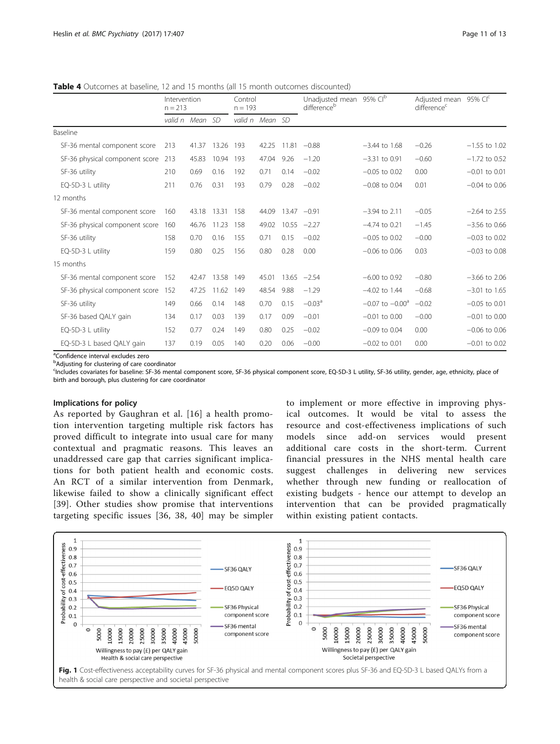**Table 4** Outcomes at baseline, 12 and 15 months (all 15 month outcomes discounted)

| | Intervention n = 213 | | | Control n = 193 | | | Unadjusted mean difference[b] | 95% CI[b] | Adjusted mean difference[c] | 95% CI[c] |
|---|---|---|---|---|---|---|---|---|---|---|
| | valid n | Mean | SD | valid n | Mean | SD | | | | |
| Baseline | | | | | | | | | | |
| SF-36 mental component score | 213 | 41.37 | 13.26 | 193 | 42.25 | 11.81 | −0.88 | −3.44 to 1.68 | −0.26 | −1.55 to 1.02 |
| SF-36 physical component score | 213 | 45.83 | 10.94 | 193 | 47.04 | 9.26 | −1.20 | −3.31 to 0.91 | −0.60 | −1.72 to 0.52 |
| SF-36 utility | 210 | 0.69 | 0.16 | 192 | 0.71 | 0.14 | −0.02 | −0.05 to 0.02 | 0.00 | −0.01 to 0.01 |
| EQ-5D-3 L utility | 211 | 0.76 | 0.31 | 193 | 0.79 | 0.28 | −0.02 | −0.08 to 0.04 | 0.01 | −0.04 to 0.06 |
| 12 months | | | | | | | | | | |
| SF-36 mental component score | 160 | 43.18 | 13.31 | 158 | 44.09 | 13.47 | −0.91 | −3.94 to 2.11 | −0.05 | −2.64 to 2.55 |
| SF-36 physical component score | 160 | 46.76 | 11.23 | 158 | 49.02 | 10.55 | −2.27 | −4.74 to 0.21 | −1.45 | −3.56 to 0.66 |
| SF-36 utility | 158 | 0.70 | 0.16 | 155 | 0.71 | 0.15 | −0.02 | −0.05 to 0.02 | −0.00 | −0.03 to 0.02 |
| EQ-5D-3 L utility | 159 | 0.80 | 0.25 | 156 | 0.80 | 0.28 | 0.00 | −0.06 to 0.06 | 0.03 | −0.03 to 0.08 |
| 15 months | | | | | | | | | | |
| SF-36 mental component score | 152 | 42.47 | 13.58 | 149 | 45.01 | 13.65 | −2.54 | −6.00 to 0.92 | −0.80 | −3.66 to 2.06 |
| SF-36 physical component score | 152 | 47.25 | 11.62 | 149 | 48.54 | 9.88 | −1.29 | −4.02 to 1.44 | −0.68 | −3.01 to 1.65 |
| SF-36 utility | 149 | 0.66 | 0.14 | 148 | 0.70 | 0.15 | −0.03[a] | −0.07 to −0.00[a] | −0.02 | −0.05 to 0.01 |
| SF-36 based QALY gain | 134 | 0.17 | 0.03 | 139 | 0.17 | 0.09 | −0.01 | −0.01 to 0.00 | −0.00 | −0.01 to 0.00 |
| EQ-5D-3 L utility | 152 | 0.77 | 0.24 | 149 | 0.80 | 0.25 | −0.02 | −0.09 to 0.04 | 0.00 | −0.06 to 0.06 |
| EQ-5D-3 L based QALY gain | 137 | 0.19 | 0.05 | 140 | 0.20 | 0.06 | −0.00 | −0.02 to 0.01 | 0.00 | −0.01 to 0.02 |

[a]Confidence interval excludes zero
[b]Adjusting for clustering of care coordinator
[c]Includes covariates for baseline: SF-36 mental component score, SF-36 physical component score, EQ-5D-3 L utility, SF-36 utility, gender, age, ethnicity, place of birth and borough, plus clustering for care coordinator

### Implications for policy

As reported by Gaughran et al. [16] a health promotion intervention targeting multiple risk factors has proved difficult to integrate into usual care for many contextual and pragmatic reasons. This leaves an unaddressed care gap that carries significant implications for both patient health and economic costs. An RCT of a similar intervention from Denmark, likewise failed to show a clinically significant effect [39]. Other studies show promise that interventions targeting specific issues [36, 38, 40] may be simpler to implement or more effective in improving physical outcomes. It would be vital to assess the resource and cost-effectiveness implications of such models since add-on services would present additional care costs in the short-term. Current financial pressures in the NHS mental health care suggest challenges in delivering new services whether through new funding or reallocation of existing budgets - hence our attempt to develop an intervention that can be provided pragmatically within existing patient contacts.

**Fig. 1** Cost-effectiveness acceptability curves for SF-36 physical and mental component scores plus SF-36 and EQ-5D-3 L based QALYs from a health & social care perspective and societal perspective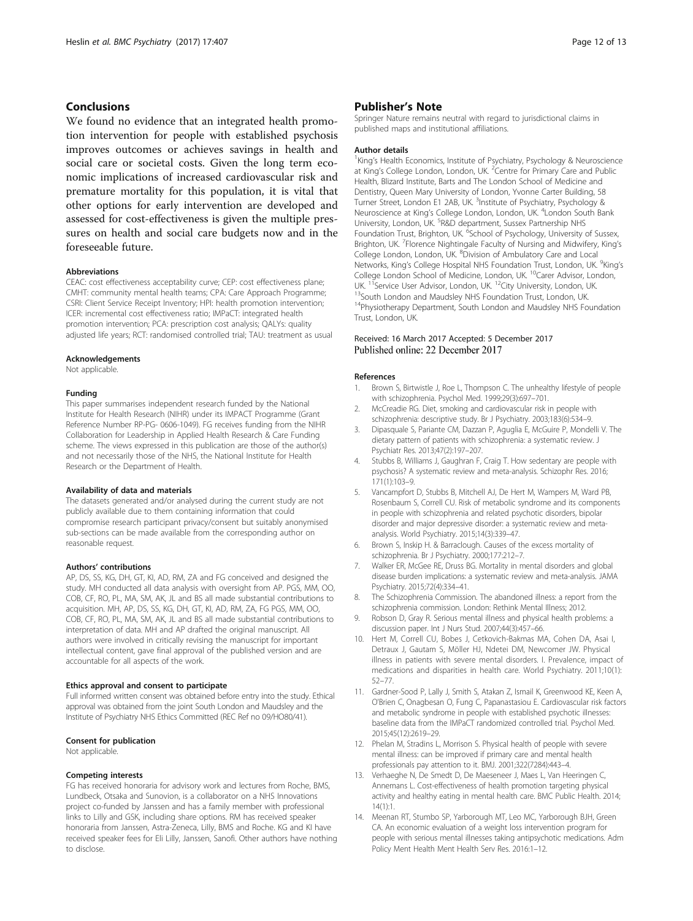## Conclusions

We found no evidence that an integrated health promotion intervention for people with established psychosis improves outcomes or achieves savings in health and social care or societal costs. Given the long term economic implications of increased cardiovascular risk and premature mortality for this population, it is vital that other options for early intervention are developed and assessed for cost-effectiveness is given the multiple pressures on health and social care budgets now and in the foreseeable future.

#### Abbreviations

CEAC: cost effectiveness acceptability curve; CEP: cost effectiveness plane; CMHT: community mental health teams; CPA: Care Approach Programme; CSRI: Client Service Receipt Inventory; HPI: health promotion intervention; ICER: incremental cost effectiveness ratio; IMPaCT: integrated health promotion intervention; PCA: prescription cost analysis; QALYs: quality adjusted life years; RCT: randomised controlled trial; TAU: treatment as usual

#### Acknowledgements

Not applicable.

#### Funding

This paper summarises independent research funded by the National Institute for Health Research (NIHR) under its IMPACT Programme (Grant Reference Number RP-PG- 0606-1049). FG receives funding from the NIHR Collaboration for Leadership in Applied Health Research & Care Funding scheme. The views expressed in this publication are those of the author(s) and not necessarily those of the NHS, the National Institute for Health Research or the Department of Health.

#### Availability of data and materials

The datasets generated and/or analysed during the current study are not publicly available due to them containing information that could compromise research participant privacy/consent but suitably anonymised sub-sections can be made available from the corresponding author on reasonable request.

#### Authors' contributions

AP, DS, SS, KG, DH, GT, KI, AD, RM, ZA and FG conceived and designed the study. MH conducted all data analysis with oversight from AP. PGS, MM, OO, COB, CF, RO, PL, MA, SM, AK, JL and BS all made substantial contributions to acquisition. MH, AP, DS, SS, KG, DH, GT, KI, AD, RM, ZA, FG PGS, MM, OO, COB, CF, RO, PL, MA, SM, AK, JL and BS all made substantial contributions to interpretation of data. MH and AP drafted the original manuscript. All authors were involved in critically revising the manuscript for important intellectual content, gave final approval of the published version and are accountable for all aspects of the work.

#### Ethics approval and consent to participate

Full informed written consent was obtained before entry into the study. Ethical approval was obtained from the joint South London and Maudsley and the Institute of Psychiatry NHS Ethics Committed (REC Ref no 09/HO80/41).

#### Consent for publication

Not applicable.

#### Competing interests

FG has received honoraria for advisory work and lectures from Roche, BMS, Lundbeck, Otsaka and Sunovion, is a collaborator on a NHS Innovations project co-funded by Janssen and has a family member with professional links to Lilly and GSK, including share options. RM has received speaker honoraria from Janssen, Astra-Zeneca, Lilly, BMS and Roche. KG and KI have received speaker fees for Eli Lilly, Janssen, Sanofi. Other authors have nothing to disclose.

## Publisher's Note

Springer Nature remains neutral with regard to jurisdictional claims in published maps and institutional affiliations.

#### Author details

[1]King's Health Economics, Institute of Psychiatry, Psychology & Neuroscience at King's College London, London, UK. [2]Centre for Primary Care and Public Health, Blizard Institute, Barts and The London School of Medicine and Dentistry, Queen Mary University of London, Yvonne Carter Building, 58 Turner Street, London E1 2AB, UK. [3]Institute of Psychiatry, Psychology & Neuroscience at King's College London, London, UK. [4]London South Bank University, London, UK. [5]R&D department, Sussex Partnership NHS Foundation Trust, Brighton, UK. [6]School of Psychology, University of Sussex, Brighton, UK. [7]Florence Nightingale Faculty of Nursing and Midwifery, King's College London, London, UK. [8]Division of Ambulatory Care and Local Networks, King's College Hospital NHS Foundation Trust, London, UK. [9]King's College London School of Medicine, London, UK. [10]Carer Advisor, London, UK. [11]Service User Advisor, London, UK. [12]City University, London, UK. [13]South London and Maudsley NHS Foundation Trust, London, UK. [14]Physiotherapy Department, South London and Maudsley NHS Foundation Trust, London, UK.

Received: 16 March 2017 Accepted: 5 December 2017
Published online: 22 December 2017

#### References

1. Brown S, Birtwistle J, Roe L, Thompson C. The unhealthy lifestyle of people with schizophrenia. Psychol Med. 1999;29(3):697–701.
2. McCreadie RG. Diet, smoking and cardiovascular risk in people with schizophrenia: descriptive study. Br J Psychiatry. 2003;183(6):534–9.
3. Dipasquale S, Pariante CM, Dazzan P, Aguglia E, McGuire P, Mondelli V. The dietary pattern of patients with schizophrenia: a systematic review. J Psychiatr Res. 2013;47(2):197–207.
4. Stubbs B, Williams J, Gaughran F, Craig T. How sedentary are people with psychosis? A systematic review and meta-analysis. Schizophr Res. 2016; 171(1):103–9.
5. Vancampfort D, Stubbs B, Mitchell AJ, De Hert M, Wampers M, Ward PB, Rosenbaum S, Correll CU. Risk of metabolic syndrome and its components in people with schizophrenia and related psychotic disorders, bipolar disorder and major depressive disorder: a systematic review and meta-analysis. World Psychiatry. 2015;14(3):339–47.
6. Brown S, Inskip H. & Barraclough. Causes of the excess mortality of schizophrenia. Br J Psychiatry. 2000;177:212–7.
7. Walker ER, McGee RE, Druss BG. Mortality in mental disorders and global disease burden implications: a systematic review and meta-analysis. JAMA Psychiatry. 2015;72(4):334–41.
8. The Schizophrenia Commission. The abandoned illness: a report from the schizophrenia commission. London: Rethink Mental Illness; 2012.
9. Robson D, Gray R. Serious mental illness and physical health problems: a discussion paper. Int J Nurs Stud. 2007;44(3):457–66.
10. Hert M, Correll CU, Bobes J, Cetkovich-Bakmas MA, Cohen DA, Asai I, Detraux J, Gautam S, Möller HJ, Ndetei DM, Newcomer JW. Physical illness in patients with severe mental disorders. I. Prevalence, impact of medications and disparities in health care. World Psychiatry. 2011;10(1): 52–77.
11. Gardner-Sood P, Lally J, Smith S, Atakan Z, Ismail K, Greenwood KE, Keen A, O'Brien C, Onagbesan O, Fung C, Papanastasiou E. Cardiovascular risk factors and metabolic syndrome in people with established psychotic illnesses: baseline data from the IMPaCT randomized controlled trial. Psychol Med. 2015;45(12):2619–29.
12. Phelan M, Stradins L, Morrison S. Physical health of people with severe mental illness: can be improved if primary care and mental health professionals pay attention to it. BMJ. 2001;322(7284):443–4.
13. Verhaeghe N, De Smedt D, De Maeseneer J, Maes L, Van Heeringen C, Annemans L. Cost-effectiveness of health promotion targeting physical activity and healthy eating in mental health care. BMC Public Health. 2014; 14(1):1.
14. Meenan RT, Stumbo SP, Yarborough MT, Leo MC, Yarborough BJH, Green CA. An economic evaluation of a weight loss intervention program for people with serious mental illnesses taking antipsychotic medications. Adm Policy Ment Health Ment Health Serv Res. 2016:1–12.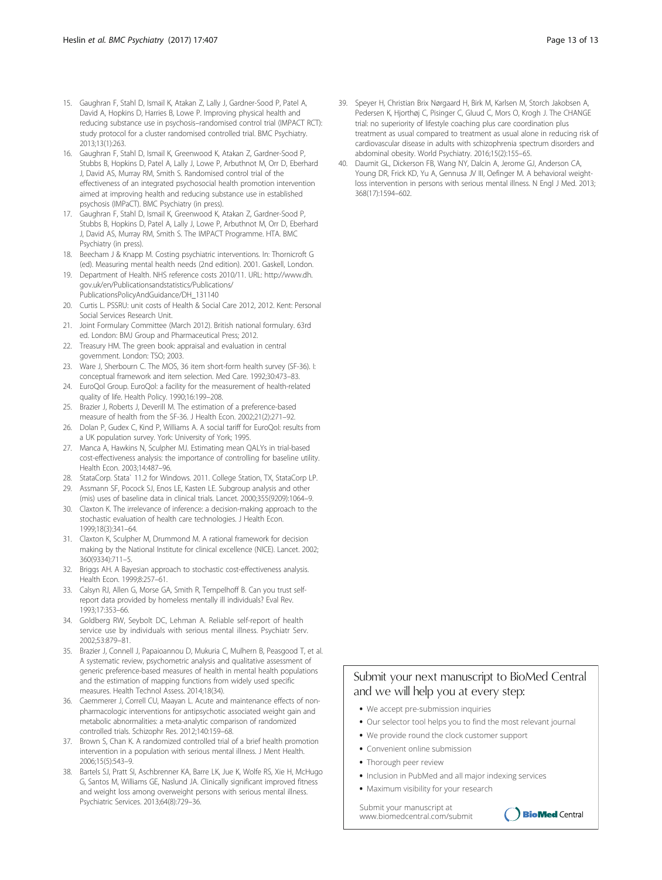15. Gaughran F, Stahl D, Ismail K, Atakan Z, Lally J, Gardner-Sood P, Patel A, David A, Hopkins D, Harries B, Lowe P. Improving physical health and reducing substance use in psychosis–randomised control trial (IMPACT RCT): study protocol for a cluster randomised controlled trial. BMC Psychiatry. 2013;13(1):263.
16. Gaughran F, Stahl D, Ismail K, Greenwood K, Atakan Z, Gardner-Sood P, Stubbs B, Hopkins D, Patel A, Lally J, Lowe P, Arbuthnot M, Orr D, Eberhard J, David AS, Murray RM, Smith S. Randomised control trial of the effectiveness of an integrated psychosocial health promotion intervention aimed at improving health and reducing substance use in established psychosis (IMPaCT). BMC Psychiatry (in press).
17. Gaughran F, Stahl D, Ismail K, Greenwood K, Atakan Z, Gardner-Sood P, Stubbs B, Hopkins D, Patel A, Lally J, Lowe P, Arbuthnot M, Orr D, Eberhard J, David AS, Murray RM, Smith S. The IMPACT Programme. HTA. BMC Psychiatry (in press).
18. Beecham J & Knapp M. Costing psychiatric interventions. In: Thornicroft G (ed). Measuring mental health needs (2nd edition). 2001. Gaskell, London.
19. Department of Health. NHS reference costs 2010/11. URL: http://www.dh.gov.uk/en/Publicationsandstatistics/Publications/PublicationsPolicyAndGuidance/DH_131140
20. Curtis L. PSSRU: unit costs of Health & Social Care 2012, 2012. Kent: Personal Social Services Research Unit.
21. Joint Formulary Committee (March 2012). British national formulary. 63rd ed. London: BMJ Group and Pharmaceutical Press; 2012.
22. Treasury HM. The green book: appraisal and evaluation in central government. London: TSO; 2003.
23. Ware J, Sherbourn C. The MOS, 36 item short-form health survey (SF-36). I: conceptual framework and item selection. Med Care. 1992;30:473–83.
24. EuroQol Group. EuroQol: a facility for the measurement of health-related quality of life. Health Policy. 1990;16:199–208.
25. Brazier J, Roberts J, Deverill M. The estimation of a preference-based measure of health from the SF-36. J Health Econ. 2002;21(2):271–92.
26. Dolan P, Gudex C, Kind P, Williams A. A social tariff for EuroQol: results from a UK population survey. York: University of York; 1995.
27. Manca A, Hawkins N, Sculpher MJ. Estimating mean QALYs in trial-based cost-effectiveness analysis: the importance of controlling for baseline utility. Health Econ. 2003;14:487–96.
28. StataCorp. Stata` 11.2 for Windows. 2011. College Station, TX, StataCorp LP.
29. Assmann SF, Pocock SJ, Enos LE, Kasten LE. Subgroup analysis and other (mis) uses of baseline data in clinical trials. Lancet. 2000;355(9209):1064–9.
30. Claxton K. The irrelevance of inference: a decision-making approach to the stochastic evaluation of health care technologies. J Health Econ. 1999;18(3):341–64.
31. Claxton K, Sculpher M, Drummond M. A rational framework for decision making by the National Institute for clinical excellence (NICE). Lancet. 2002; 360(9334):711–5.
32. Briggs AH. A Bayesian approach to stochastic cost-effectiveness analysis. Health Econ. 1999;8:257–61.
33. Calsyn RJ, Allen G, Morse GA, Smith R, Tempelhoff B. Can you trust self-report data provided by homeless mentally ill individuals? Eval Rev. 1993;17:353–66.
34. Goldberg RW, Seybolt DC, Lehman A. Reliable self-report of health service use by individuals with serious mental illness. Psychiatr Serv. 2002;53:879–81.
35. Brazier J, Connell J, Papaioannou D, Mukuria C, Mulhern B, Peasgood T, et al. A systematic review, psychometric analysis and qualitative assessment of generic preference-based measures of health in mental health populations and the estimation of mapping functions from widely used specific measures. Health Technol Assess. 2014;18(34).
36. Caemmerer J, Correll CU, Maayan L. Acute and maintenance effects of non-pharmacologic interventions for antipsychotic associated weight gain and metabolic abnormalities: a meta-analytic comparison of randomized controlled trials. Schizophr Res. 2012;140:159–68.
37. Brown S, Chan K. A randomized controlled trial of a brief health promotion intervention in a population with serious mental illness. J Ment Health. 2006;15(5):543–9.
38. Bartels SJ, Pratt SI, Aschbrenner KA, Barre LK, Jue K, Wolfe RS, Xie H, McHugo G, Santos M, Williams GE, Naslund JA. Clinically significant improved fitness and weight loss among overweight persons with serious mental illness. Psychiatric Services. 2013;64(8):729–36.
39. Speyer H, Christian Brix Nørgaard H, Birk M, Karlsen M, Storch Jakobsen A, Pedersen K, Hjorthøj C, Pisinger C, Gluud C, Mors O, Krogh J. The CHANGE trial: no superiority of lifestyle coaching plus care coordination plus treatment as usual compared to treatment as usual alone in reducing risk of cardiovascular disease in adults with schizophrenia spectrum disorders and abdominal obesity. World Psychiatry. 2016;15(2):155–65.
40. Daumit GL, Dickerson FB, Wang NY, Dalcin A, Jerome GJ, Anderson CA, Young DR, Frick KD, Yu A, Gennusa JV III, Oefinger M. A behavioral weight-loss intervention in persons with serious mental illness. N Engl J Med. 2013; 368(17):1594–602.

Submit your next manuscript to BioMed Central and we will help you at every step:

- We accept pre-submission inquiries
- Our selector tool helps you to find the most relevant journal
- We provide round the clock customer support
- Convenient online submission
- Thorough peer review
- Inclusion in PubMed and all major indexing services
- Maximum visibility for your research

Submit your manuscript at www.biomedcentral.com/submit

BioMed Central